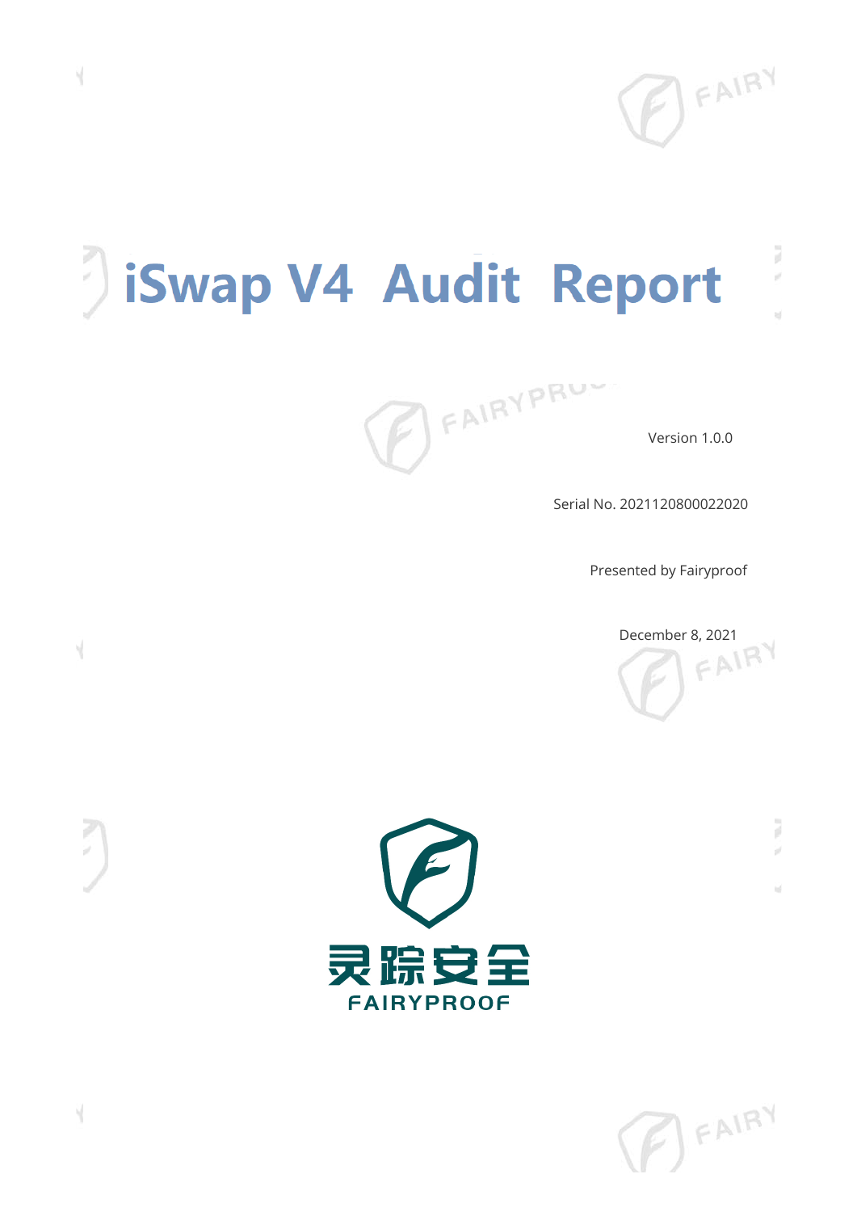# iSwap V4 Audit Report

Version 1.0.0

Serial No. 2021120800022020

Presented by Fairyproof

December 8, 2021

灵踪安全

FAIRYPROOF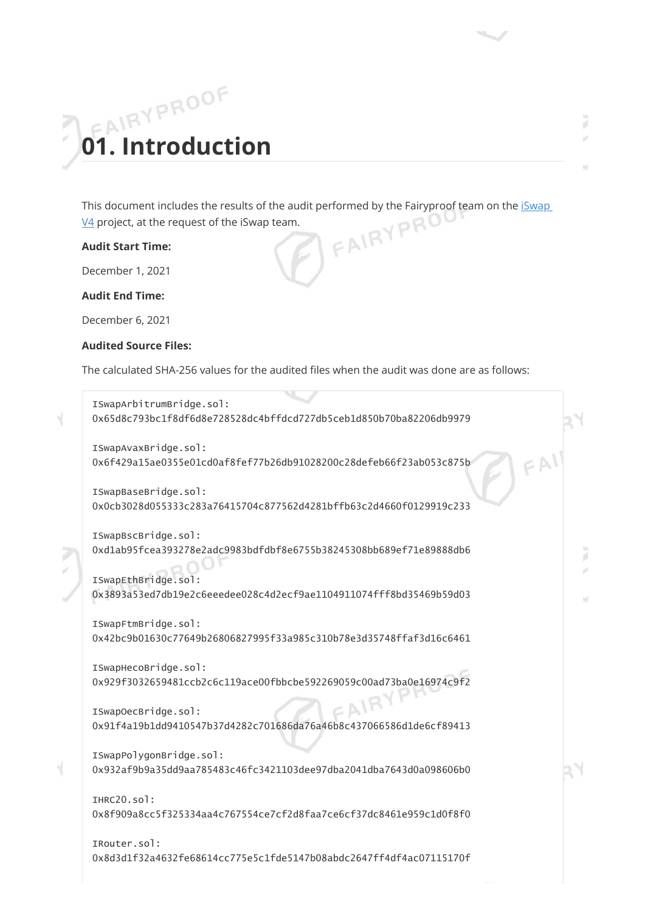# 01. Introduction

This document includes the results of the audit performed by the Fairyproof team on the [iSwap V4](#) project, at the request of the iSwap team.

**Audit Start Time:**

December 1, 2021

**Audit End Time:**

December 6, 2021

**Audited Source Files:**

The calculated SHA-256 values for the audited files when the audit was done are as follows:

```
ISwapArbitrumBridge.sol:
0x65d8c793bc1f8df6d8e728528dc4bffdcd727db5ceb1d850b70ba82206db9979

ISwapAvaxBridge.sol:
0x6f429a15ae0355e01cd0af8fef77b26db91028200c28defeb66f23ab053c875b

ISwapBaseBridge.sol:
0x0cb3028d055333c283a76415704c877562d4281bffb63c2d4660f0129919c233

ISwapBscBridge.sol:
0xd1ab95fcea393278e2adc9983bdfdbf8e6755b38245308bb689ef71e89888db6

ISwapEthBridge.sol:
0x3893a53ed7db19e2c6eeedee028c4d2ecf9ae1104911074fff8bd35469b59d03

ISwapFtmBridge.sol:
0x42bc9b01630c77649b26806827995f33a985c310b78e3d35748ffaf3d16c6461

ISwapHecoBridge.sol:
0x929f3032659481ccb2c6c119ace00fbbcbe592269059c00ad73ba0e16974c9f2

ISwapOecBridge.sol:
0x91f4a19b1dd9410547b37d4282c701686da76a46b8c437066586d1de6cf89413

ISwapPolygonBridge.sol:
0x932af9b9a35dd9aa785483c46fc3421103dee97dba2041dba7643d0a098606b0

IHRC20.sol:
0x8f909a8cc5f325334aa4c767554ce7cf2d8faa7ce6cf37dc8461e959c1d0f8f0

IRouter.sol:
0x8d3d1f32a4632fe68614cc775e5c1fde5147b08abdc2647ff4df4ac07115170f
```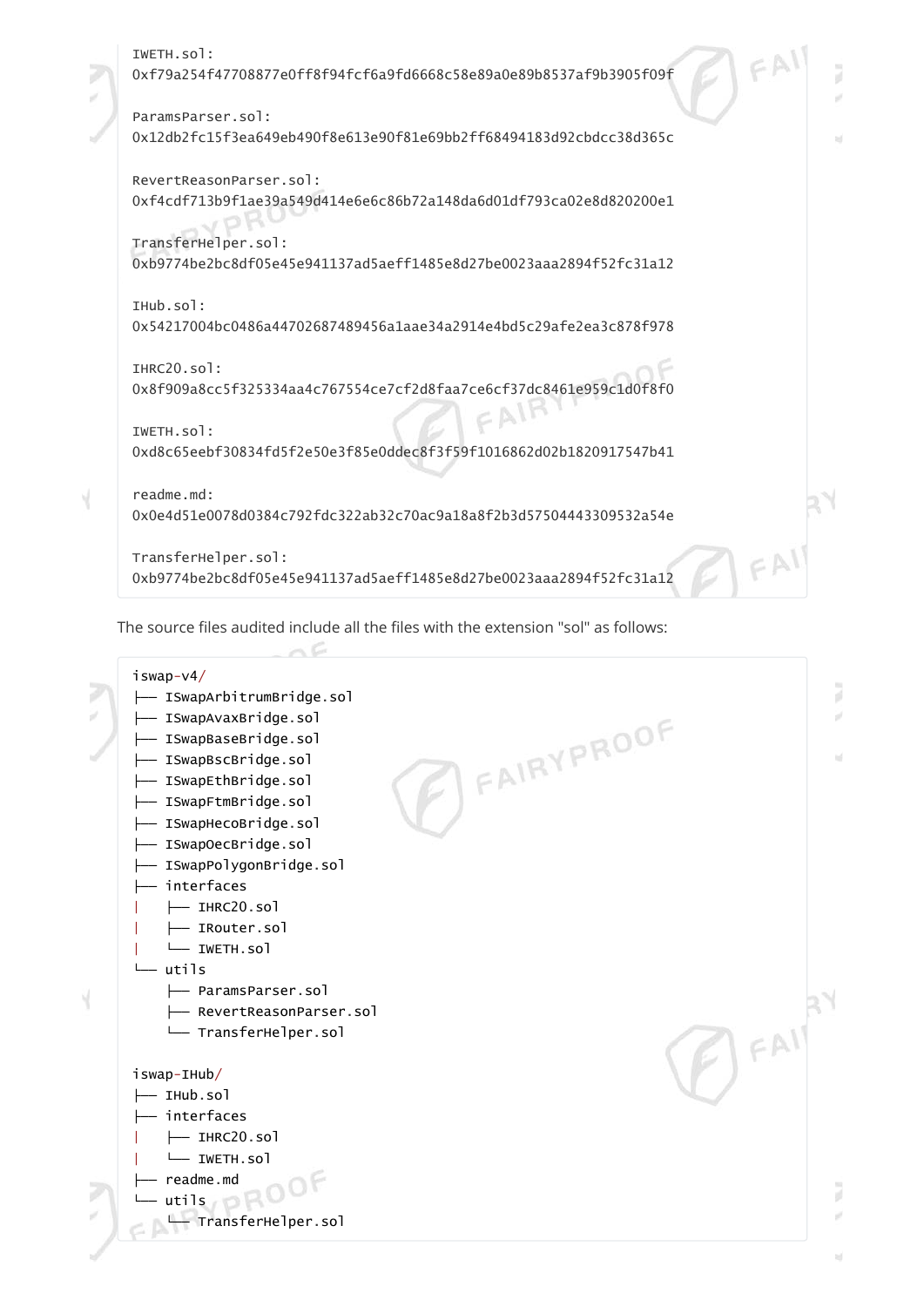```
IWETH.sol:
0xf79a254f47708877e0ff8f94fcf6a9fd6668c58e89a0e89b8537af9b3905f09f

ParamsParser.sol:
0x12db2fc15f3ea649eb490f8e613e90f81e69bb2ff68494183d92cbdcc38d365c

RevertReasonParser.sol:
0xf4cdf713b9f1ae39a549d414e6e6c86b72a148da6d01df793ca02e8d820200e1

TransferHelper.sol:
0xb9774be2bc8df05e45e941137ad5aeff1485e8d27be0023aaa2894f52fc31a12

IHub.sol:
0x54217004bc0486a44702687489456a1aae34a2914e4bd5c29afe2ea3c878f978

IHRC20.sol:
0x8f909a8cc5f325334aa4c767554ce7cf2d8faa7ce6cf37dc8461e959c1d0f8f0

IWETH.sol:
0xd8c65eebf30834fd5f2e50e3f85e0ddec8f3f59f1016862d02b1820917547b41

readme.md:
0x0e4d51e0078d0384c792fdc322ab32c70ac9a18a8f2b3d57504443309532a54e

TransferHelper.sol:
0xb9774be2bc8df05e45e941137ad5aeff1485e8d27be0023aaa2894f52fc31a12
```

The source files audited include all the files with the extension "sol" as follows:

```
iswap-v4/
├── ISwapArbitrumBridge.sol
├── ISwapAvaxBridge.sol
├── ISwapBaseBridge.sol
├── ISwapBscBridge.sol
├── ISwapEthBridge.sol
├── ISwapFtmBridge.sol
├── ISwapHecoBridge.sol
├── ISwapOecBridge.sol
├── ISwapPolygonBridge.sol
├── interfaces
|   ├── IHRC20.sol
|   ├── IRouter.sol
|   └── IWETH.sol
└── utils
    ├── ParamsParser.sol
    ├── RevertReasonParser.sol
    └── TransferHelper.sol

iswap-IHub/
├── IHub.sol
├── interfaces
|   ├── IHRC20.sol
|   └── IWETH.sol
├── readme.md
└── utils
    └── TransferHelper.sol
```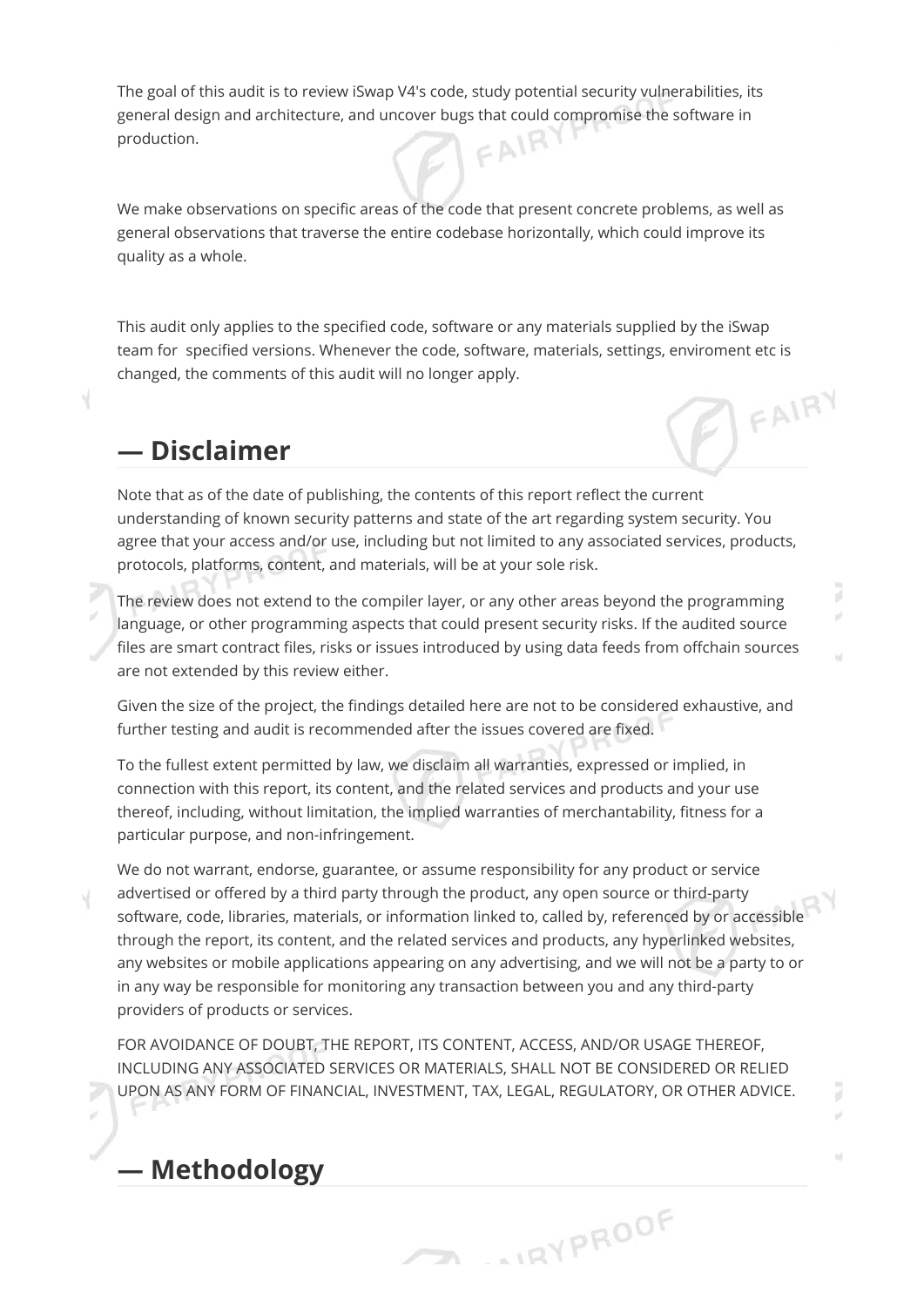The goal of this audit is to review iSwap V4's code, study potential security vulnerabilities, its general design and architecture, and uncover bugs that could compromise the software in production.

We make observations on specific areas of the code that present concrete problems, as well as general observations that traverse the entire codebase horizontally, which could improve its quality as a whole.

This audit only applies to the specified code, software or any materials supplied by the iSwap team for specified versions. Whenever the code, software, materials, settings, enviroment etc is changed, the comments of this audit will no longer apply.

## — Disclaimer

Note that as of the date of publishing, the contents of this report reflect the current understanding of known security patterns and state of the art regarding system security. You agree that your access and/or use, including but not limited to any associated services, products, protocols, platforms, content, and materials, will be at your sole risk.

The review does not extend to the compiler layer, or any other areas beyond the programming language, or other programming aspects that could present security risks. If the audited source files are smart contract files, risks or issues introduced by using data feeds from offchain sources are not extended by this review either.

Given the size of the project, the findings detailed here are not to be considered exhaustive, and further testing and audit is recommended after the issues covered are fixed.

To the fullest extent permitted by law, we disclaim all warranties, expressed or implied, in connection with this report, its content, and the related services and products and your use thereof, including, without limitation, the implied warranties of merchantability, fitness for a particular purpose, and non-infringement.

We do not warrant, endorse, guarantee, or assume responsibility for any product or service advertised or offered by a third party through the product, any open source or third-party software, code, libraries, materials, or information linked to, called by, referenced by or accessible through the report, its content, and the related services and products, any hyperlinked websites, any websites or mobile applications appearing on any advertising, and we will not be a party to or in any way be responsible for monitoring any transaction between you and any third-party providers of products or services.

FOR AVOIDANCE OF DOUBT, THE REPORT, ITS CONTENT, ACCESS, AND/OR USAGE THEREOF, INCLUDING ANY ASSOCIATED SERVICES OR MATERIALS, SHALL NOT BE CONSIDERED OR RELIED UPON AS ANY FORM OF FINANCIAL, INVESTMENT, TAX, LEGAL, REGULATORY, OR OTHER ADVICE.

## — Methodology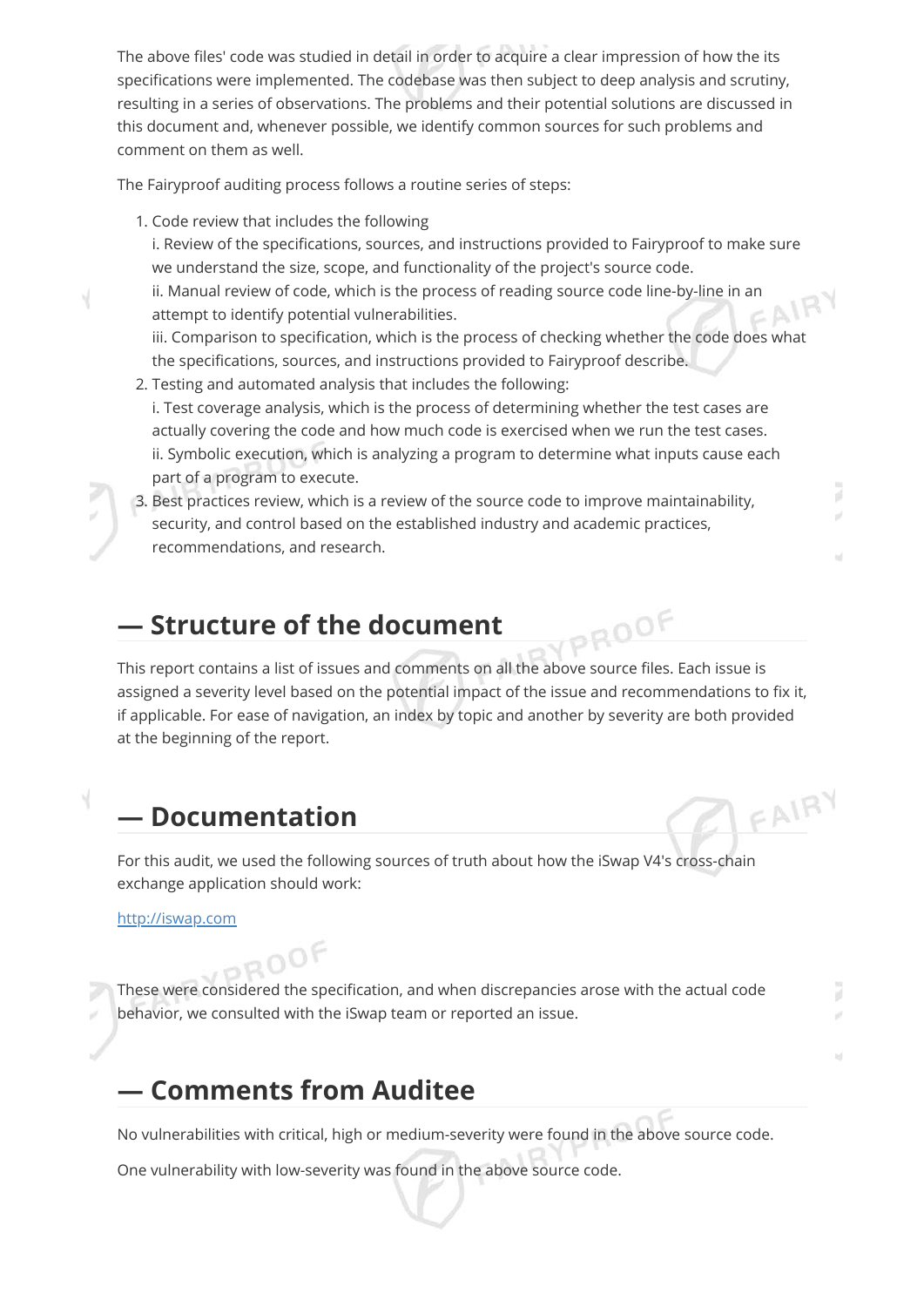The above files' code was studied in detail in order to acquire a clear impression of how the its specifications were implemented. The codebase was then subject to deep analysis and scrutiny, resulting in a series of observations. The problems and their potential solutions are discussed in this document and, whenever possible, we identify common sources for such problems and comment on them as well.

The Fairyproof auditing process follows a routine series of steps:

1. Code review that includes the following
   i. Review of the specifications, sources, and instructions provided to Fairyproof to make sure we understand the size, scope, and functionality of the project's source code.
   ii. Manual review of code, which is the process of reading source code line-by-line in an attempt to identify potential vulnerabilities.
   iii. Comparison to specification, which is the process of checking whether the code does what the specifications, sources, and instructions provided to Fairyproof describe.
2. Testing and automated analysis that includes the following:
   i. Test coverage analysis, which is the process of determining whether the test cases are actually covering the code and how much code is exercised when we run the test cases.
   ii. Symbolic execution, which is analyzing a program to determine what inputs cause each part of a program to execute.
3. Best practices review, which is a review of the source code to improve maintainability, security, and control based on the established industry and academic practices, recommendations, and research.

## — Structure of the document

This report contains a list of issues and comments on all the above source files. Each issue is assigned a severity level based on the potential impact of the issue and recommendations to fix it, if applicable. For ease of navigation, an index by topic and another by severity are both provided at the beginning of the report.

## — Documentation

For this audit, we used the following sources of truth about how the iSwap V4's cross-chain exchange application should work:

http://iswap.com

These were considered the specification, and when discrepancies arose with the actual code behavior, we consulted with the iSwap team or reported an issue.

## — Comments from Auditee

No vulnerabilities with critical, high or medium-severity were found in the above source code.

One vulnerability with low-severity was found in the above source code.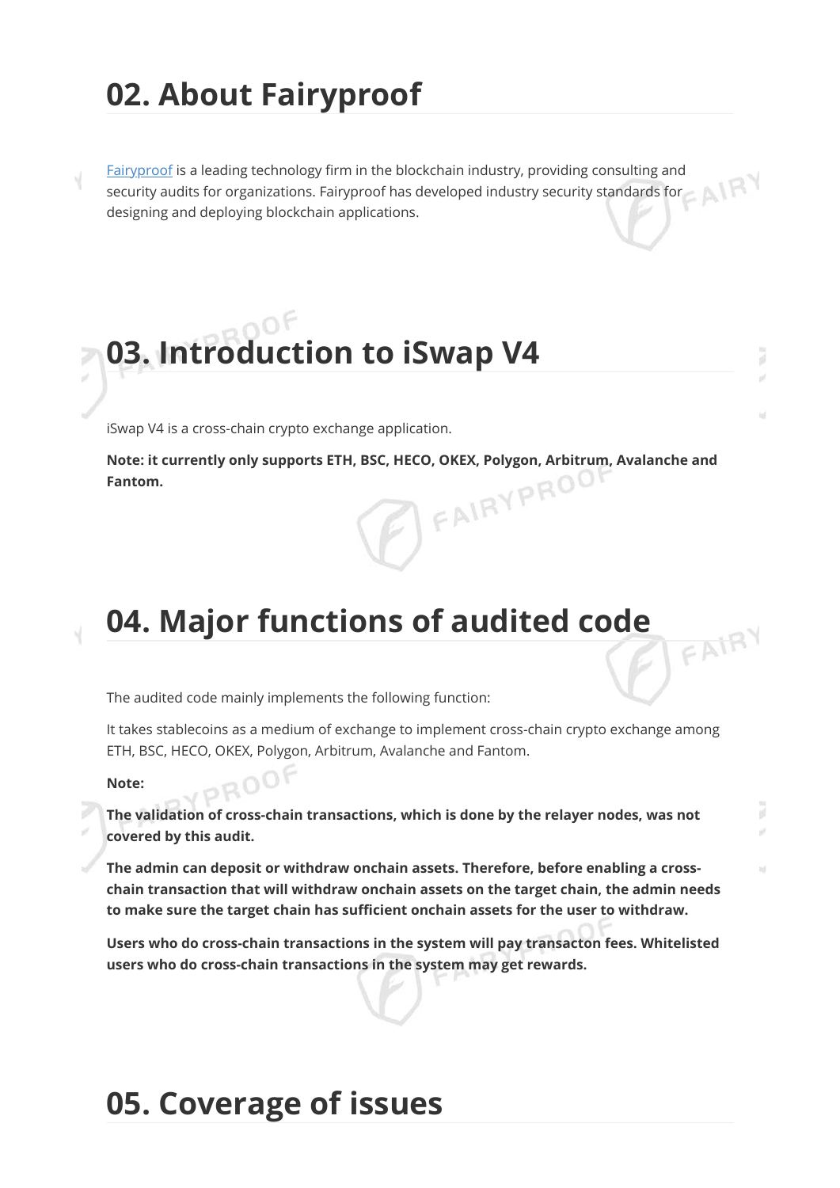## 02. About Fairyproof

Fairyproof is a leading technology firm in the blockchain industry, providing consulting and security audits for organizations. Fairyproof has developed industry security standards for designing and deploying blockchain applications.

## 03. Introduction to iSwap V4

iSwap V4 is a cross-chain crypto exchange application.

**Note: it currently only supports ETH, BSC, HECO, OKEX, Polygon, Arbitrum, Avalanche and Fantom.**

## 04. Major functions of audited code

The audited code mainly implements the following function:

It takes stablecoins as a medium of exchange to implement cross-chain crypto exchange among ETH, BSC, HECO, OKEX, Polygon, Arbitrum, Avalanche and Fantom.

**Note:**

**The validation of cross-chain transactions, which is done by the relayer nodes, was not covered by this audit.**

**The admin can deposit or withdraw onchain assets. Therefore, before enabling a cross-chain transaction that will withdraw onchain assets on the target chain, the admin needs to make sure the target chain has sufficient onchain assets for the user to withdraw.**

**Users who do cross-chain transactions in the system will pay transacton fees. Whitelisted users who do cross-chain transactions in the system may get rewards.**

## 05. Coverage of issues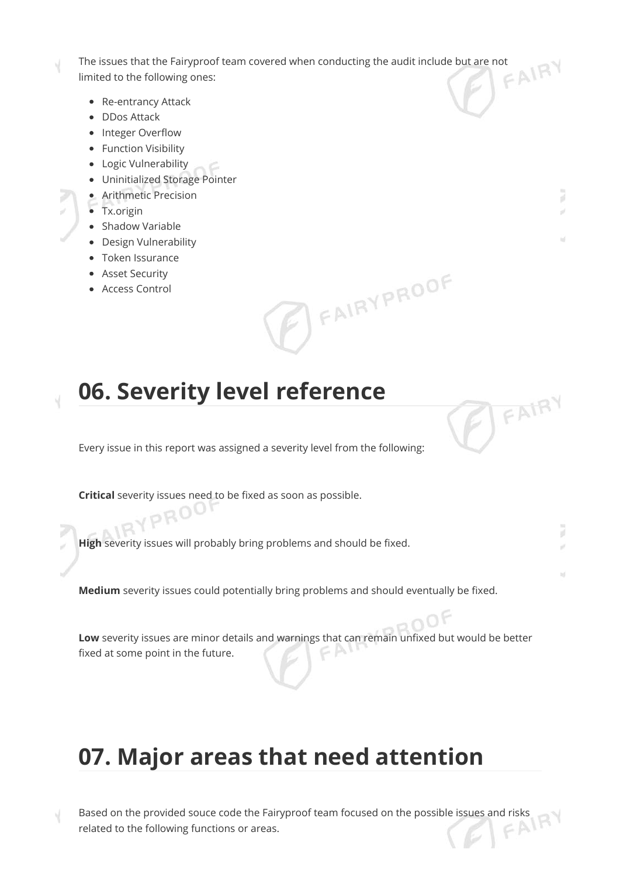The issues that the Fairyproof team covered when conducting the audit include but are not limited to the following ones:

- Re-entrancy Attack
- DDos Attack
- Integer Overflow
- Function Visibility
- Logic Vulnerability
- Uninitialized Storage Pointer
- Arithmetic Precision
- Tx.origin
- Shadow Variable
- Design Vulnerability
- Token Issurance
- Asset Security
- Access Control

## 06. Severity level reference

Every issue in this report was assigned a severity level from the following:

**Critical** severity issues need to be fixed as soon as possible.

**High** severity issues will probably bring problems and should be fixed.

**Medium** severity issues could potentially bring problems and should eventually be fixed.

**Low** severity issues are minor details and warnings that can remain unfixed but would be better fixed at some point in the future.

## 07. Major areas that need attention

Based on the provided souce code the Fairyproof team focused on the possible issues and risks related to the following functions or areas.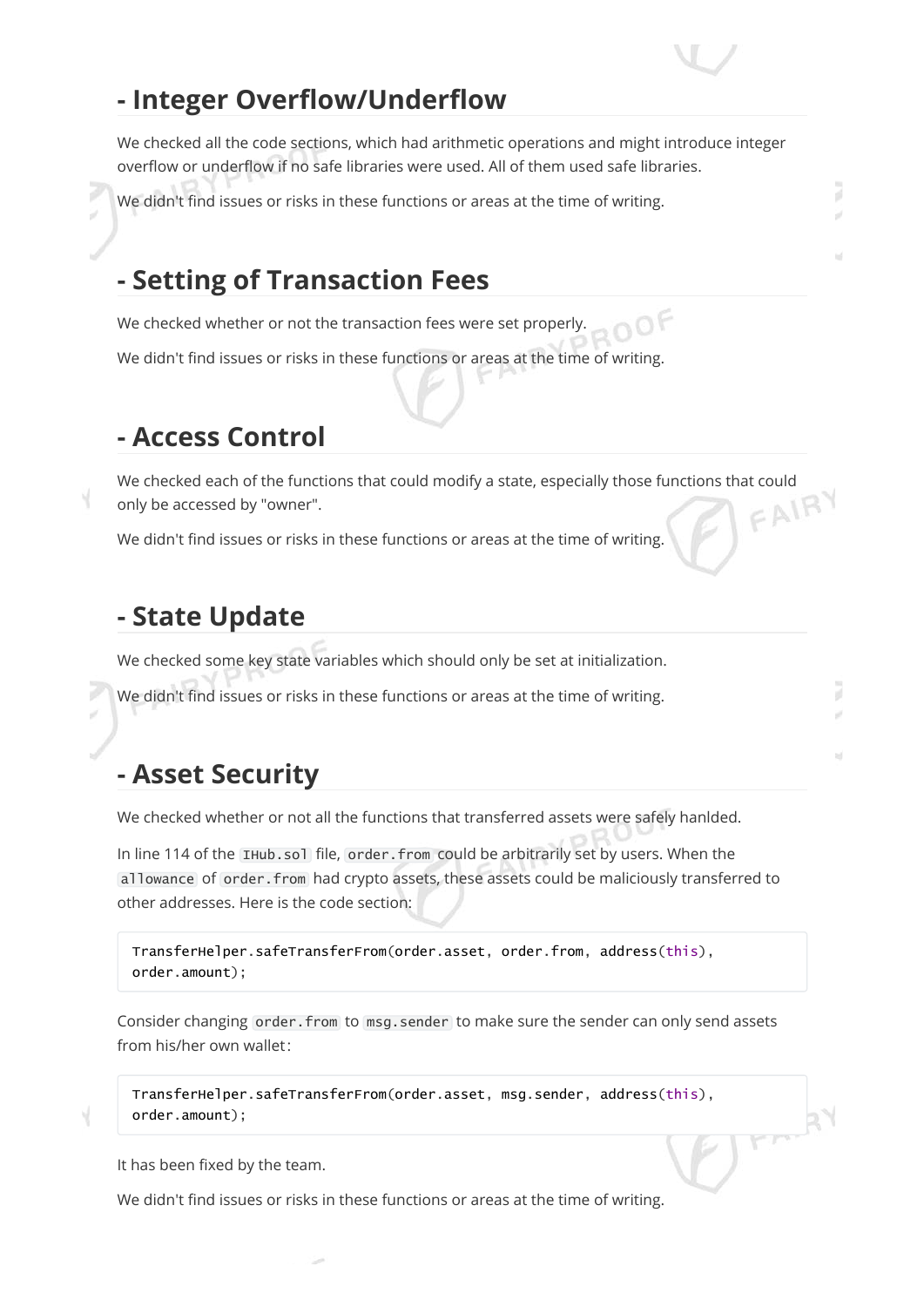## - Integer Overflow/Underflow

We checked all the code sections, which had arithmetic operations and might introduce integer overflow or underflow if no safe libraries were used. All of them used safe libraries.

We didn't find issues or risks in these functions or areas at the time of writing.

## - Setting of Transaction Fees

We checked whether or not the transaction fees were set properly.

We didn't find issues or risks in these functions or areas at the time of writing.

## - Access Control

We checked each of the functions that could modify a state, especially those functions that could only be accessed by "owner".

We didn't find issues or risks in these functions or areas at the time of writing.

## - State Update

We checked some key state variables which should only be set at initialization.

We didn't find issues or risks in these functions or areas at the time of writing.

## - Asset Security

We checked whether or not all the functions that transferred assets were safely hanlded.

In line 114 of the `IHub.sol` file, `order.from` could be arbitrarily set by users. When the `allowance` of `order.from` had crypto assets, these assets could be maliciously transferred to other addresses. Here is the code section:

```
TransferHelper.safeTransferFrom(order.asset, order.from, address(this),
order.amount);
```

Consider changing `order.from` to `msg.sender` to make sure the sender can only send assets from his/her own wallet:

```
TransferHelper.safeTransferFrom(order.asset, msg.sender, address(this),
order.amount);
```

It has been fixed by the team.

We didn't find issues or risks in these functions or areas at the time of writing.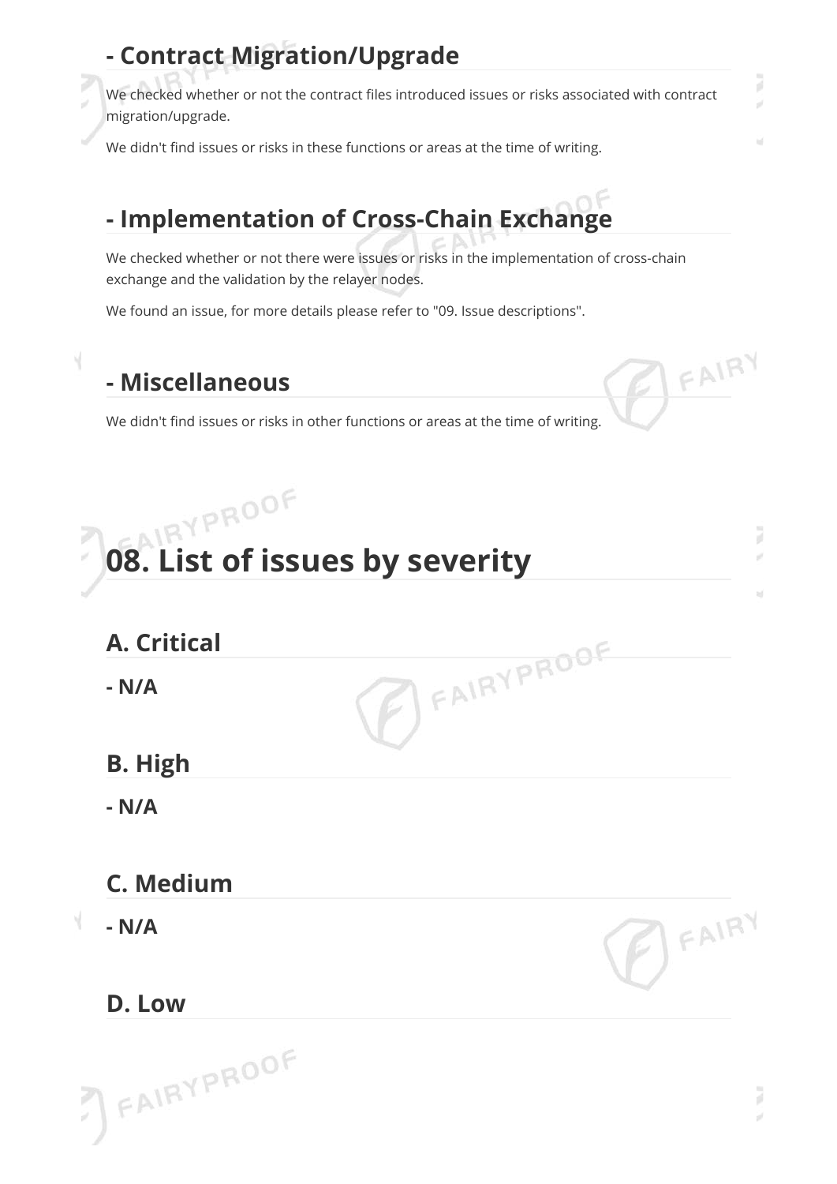## - Contract Migration/Upgrade

We checked whether or not the contract files introduced issues or risks associated with contract migration/upgrade.

We didn't find issues or risks in these functions or areas at the time of writing.

## - Implementation of Cross-Chain Exchange

We checked whether or not there were issues or risks in the implementation of cross-chain exchange and the validation by the relayer nodes.

We found an issue, for more details please refer to "09. Issue descriptions".

## - Miscellaneous

We didn't find issues or risks in other functions or areas at the time of writing.

# 08. List of issues by severity

## A. Critical

**- N/A**

## B. High

**- N/A**

## C. Medium

**- N/A**

## D. Low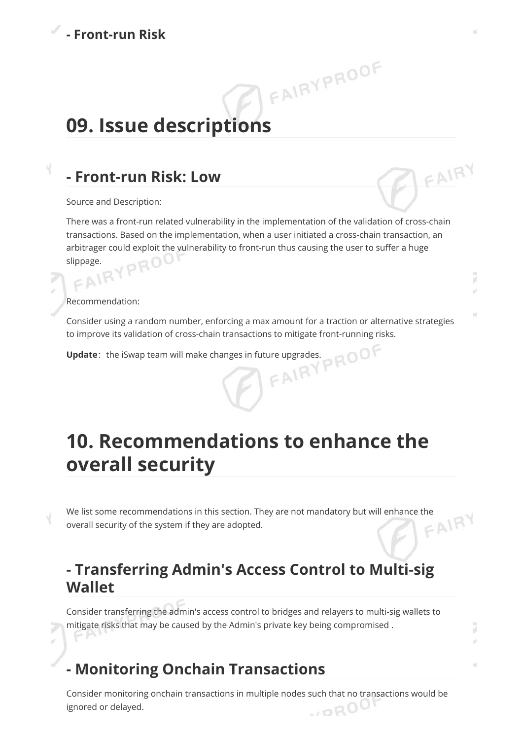**- Front-run Risk**

# 09. Issue descriptions

## - Front-run Risk: Low

Source and Description:

There was a front-run related vulnerability in the implementation of the validation of cross-chain transactions. Based on the implementation, when a user initiated a cross-chain transaction, an arbitrager could exploit the vulnerability to front-run thus causing the user to suffer a huge slippage.

Recommendation:

Consider using a random number, enforcing a max amount for a traction or alternative strategies to improve its validation of cross-chain transactions to mitigate front-running risks.

**Update**：the iSwap team will make changes in future upgrades.

# 10. Recommendations to enhance the overall security

We list some recommendations in this section. They are not mandatory but will enhance the overall security of the system if they are adopted.

## - Transferring Admin's Access Control to Multi-sig Wallet

Consider transferring the admin's access control to bridges and relayers to multi-sig wallets to mitigate risks that may be caused by the Admin's private key being compromised .

## - Monitoring Onchain Transactions

Consider monitoring onchain transactions in multiple nodes such that no transactions would be ignored or delayed.